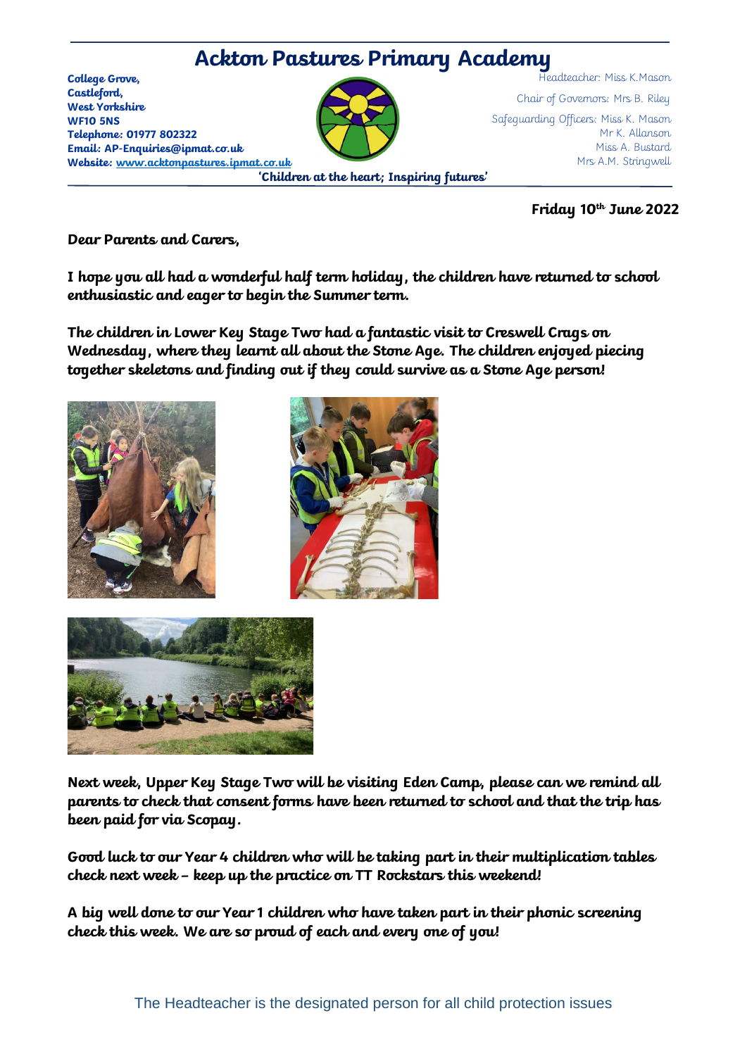# Ackton Pastures Primary Academy

**College Grove,**
**Castleford,**
**West Yorkshire**
**WF10 5NS**
**Telephone: 01977 802322**
**Email: AP-Enquiries@ipmat.co.uk**
**Website: www.acktonpastures.ipmat.co.uk**

Headteacher: Miss K.Mason

Chair of Governors: Mrs B. Riley

Safeguarding Officers: Miss K. Mason
Mr K. Allanson
Miss A. Bustard
Mrs A.M. Stringwell

**'Children at the heart; Inspiring futures'**

**Friday 10th June 2022**

**Dear Parents and Carers,**

**I hope you all had a wonderful half term holiday, the children have returned to school enthusiastic and eager to begin the Summer term.**

**The children in Lower Key Stage Two had a fantastic visit to Creswell Crags on Wednesday, where they learnt all about the Stone Age. The children enjoyed piecing together skeletons and finding out if they could survive as a Stone Age person!**

**Next week, Upper Key Stage Two will be visiting Eden Camp, please can we remind all parents to check that consent forms have been returned to school and that the trip has been paid for via Scopay.**

**Good luck to our Year 4 children who will be taking part in their multiplication tables check next week – keep up the practice on TT Rockstars this weekend!**

**A big well done to our Year 1 children who have taken part in their phonic screening check this week. We are so proud of each and every one of you!**

The Headteacher is the designated person for all child protection issues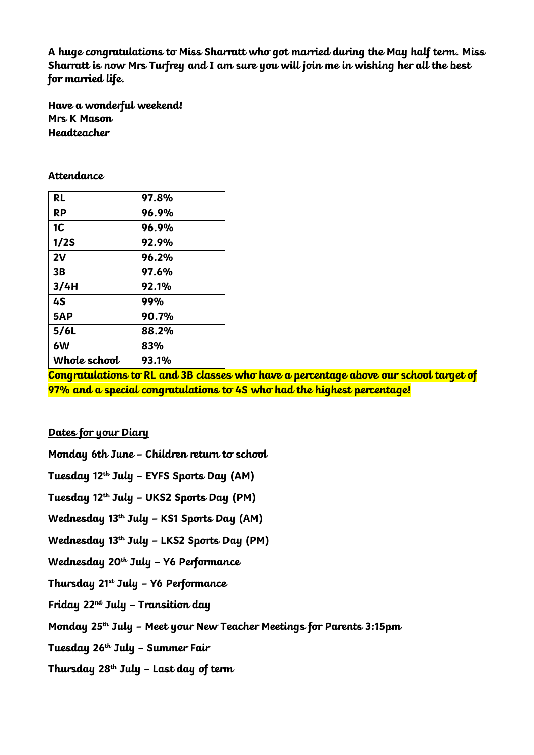**A huge congratulations to Miss Sharratt who got married during the May half term. Miss Sharratt is now Mrs Turfrey and I am sure you will join me in wishing her all the best for married life.**

**Have a wonderful weekend!**
**Mrs K Mason**
**Headteacher**

## Attendance

| | |
|---|---|
| RL | 97.8% |
| RP | 96.9% |
| 1C | 96.9% |
| 1/2S | 92.9% |
| 2V | 96.2% |
| 3B | 97.6% |
| 3/4H | 92.1% |
| 4S | 99% |
| 5AP | 90.7% |
| 5/6L | 88.2% |
| 6W | 83% |
| Whole school | 93.1% |

**Congratulations to RL and 3B classes who have a percentage above our school target of 97% and a special congratulations to 4S who had the highest percentage!**

## Dates for your Diary

**Monday 6th June – Children return to school**

**Tuesday 12th July – EYFS Sports Day (AM)**

**Tuesday 12th July – UKS2 Sports Day (PM)**

**Wednesday 13th July – KS1 Sports Day (AM)**

**Wednesday 13th July – LKS2 Sports Day (PM)**

**Wednesday 20th July – Y6 Performance**

**Thursday 21st July – Y6 Performance**

**Friday 22nd July – Transition day**

**Monday 25th July – Meet your New Teacher Meetings for Parents 3:15pm**

**Tuesday 26th July – Summer Fair**

**Thursday 28th July – Last day of term**